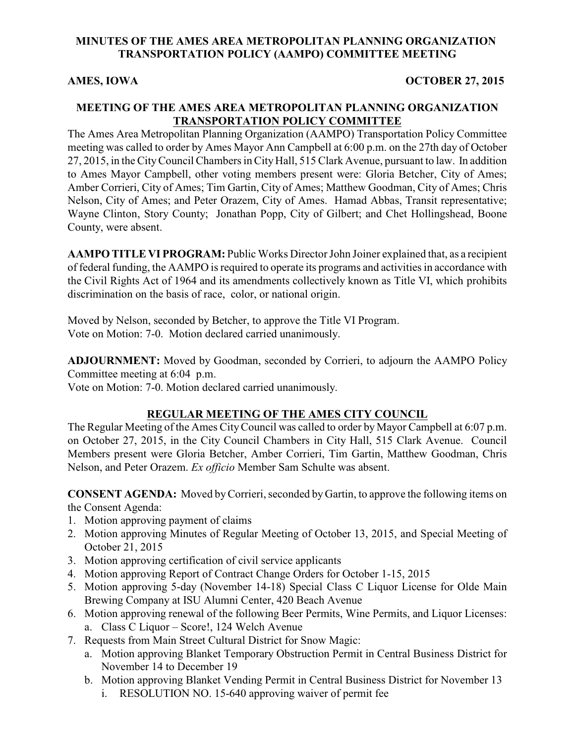# MINUTES OF THE AMES AREA METROPOLITAN PLANNING ORGANIZATION TRANSPORTATION POLICY (AAMPO) COMMITTEE MEETING

**AMES, IOWA** **OCTOBER 27, 2015**

## MEETING OF THE AMES AREA METROPOLITAN PLANNING ORGANIZATION TRANSPORTATION POLICY COMMITTEE

The Ames Area Metropolitan Planning Organization (AAMPO) Transportation Policy Committee meeting was called to order by Ames Mayor Ann Campbell at 6:00 p.m. on the 27th day of October 27, 2015, in the City Council Chambers in City Hall, 515 Clark Avenue, pursuant to law. In addition to Ames Mayor Campbell, other voting members present were: Gloria Betcher, City of Ames; Amber Corrieri, City of Ames; Tim Gartin, City of Ames; Matthew Goodman, City of Ames; Chris Nelson, City of Ames; and Peter Orazem, City of Ames. Hamad Abbas, Transit representative; Wayne Clinton, Story County; Jonathan Popp, City of Gilbert; and Chet Hollingshead, Boone County, were absent.

**AAMPO TITLE VI PROGRAM:** Public Works Director John Joiner explained that, as a recipient of federal funding, the AAMPO is required to operate its programs and activities in accordance with the Civil Rights Act of 1964 and its amendments collectively known as Title VI, which prohibits discrimination on the basis of race, color, or national origin.

Moved by Nelson, seconded by Betcher, to approve the Title VI Program.
Vote on Motion: 7-0. Motion declared carried unanimously.

**ADJOURNMENT:** Moved by Goodman, seconded by Corrieri, to adjourn the AAMPO Policy Committee meeting at 6:04 p.m.
Vote on Motion: 7-0. Motion declared carried unanimously.

## REGULAR MEETING OF THE AMES CITY COUNCIL

The Regular Meeting of the Ames City Council was called to order by Mayor Campbell at 6:07 p.m. on October 27, 2015, in the City Council Chambers in City Hall, 515 Clark Avenue. Council Members present were Gloria Betcher, Amber Corrieri, Tim Gartin, Matthew Goodman, Chris Nelson, and Peter Orazem. *Ex officio* Member Sam Schulte was absent.

**CONSENT AGENDA:** Moved by Corrieri, seconded by Gartin, to approve the following items on the Consent Agenda:

1. Motion approving payment of claims
2. Motion approving Minutes of Regular Meeting of October 13, 2015, and Special Meeting of October 21, 2015
3. Motion approving certification of civil service applicants
4. Motion approving Report of Contract Change Orders for October 1-15, 2015
5. Motion approving 5-day (November 14-18) Special Class C Liquor License for Olde Main Brewing Company at ISU Alumni Center, 420 Beach Avenue
6. Motion approving renewal of the following Beer Permits, Wine Permits, and Liquor Licenses:
   a. Class C Liquor – Score!, 124 Welch Avenue
7. Requests from Main Street Cultural District for Snow Magic:
   a. Motion approving Blanket Temporary Obstruction Permit in Central Business District for November 14 to December 19
   b. Motion approving Blanket Vending Permit in Central Business District for November 13
      i. RESOLUTION NO. 15-640 approving waiver of permit fee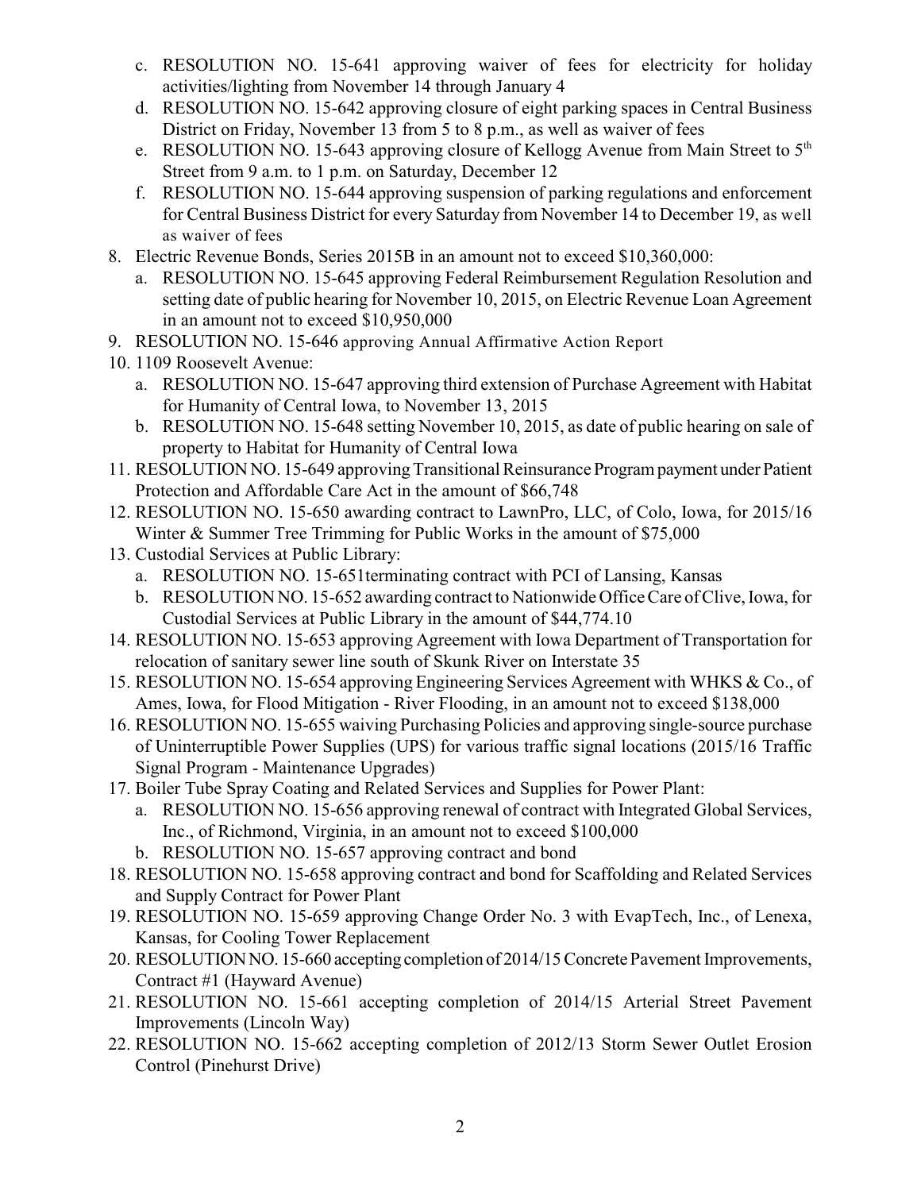c. RESOLUTION NO. 15-641 approving waiver of fees for electricity for holiday activities/lighting from November 14 through January 4
   d. RESOLUTION NO. 15-642 approving closure of eight parking spaces in Central Business District on Friday, November 13 from 5 to 8 p.m., as well as waiver of fees
   e. RESOLUTION NO. 15-643 approving closure of Kellogg Avenue from Main Street to 5th Street from 9 a.m. to 1 p.m. on Saturday, December 12
   f. RESOLUTION NO. 15-644 approving suspension of parking regulations and enforcement for Central Business District for every Saturday from November 14 to December 19, as well as waiver of fees
8. Electric Revenue Bonds, Series 2015B in an amount not to exceed $10,360,000:
   a. RESOLUTION NO. 15-645 approving Federal Reimbursement Regulation Resolution and setting date of public hearing for November 10, 2015, on Electric Revenue Loan Agreement in an amount not to exceed $10,950,000
9. RESOLUTION NO. 15-646 approving Annual Affirmative Action Report
10. 1109 Roosevelt Avenue:
    a. RESOLUTION NO. 15-647 approving third extension of Purchase Agreement with Habitat for Humanity of Central Iowa, to November 13, 2015
    b. RESOLUTION NO. 15-648 setting November 10, 2015, as date of public hearing on sale of property to Habitat for Humanity of Central Iowa
11. RESOLUTION NO. 15-649 approving Transitional Reinsurance Program payment under Patient Protection and Affordable Care Act in the amount of $66,748
12. RESOLUTION NO. 15-650 awarding contract to LawnPro, LLC, of Colo, Iowa, for 2015/16 Winter & Summer Tree Trimming for Public Works in the amount of $75,000
13. Custodial Services at Public Library:
    a. RESOLUTION NO. 15-651terminating contract with PCI of Lansing, Kansas
    b. RESOLUTION NO. 15-652 awarding contract to Nationwide Office Care of Clive, Iowa, for Custodial Services at Public Library in the amount of $44,774.10
14. RESOLUTION NO. 15-653 approving Agreement with Iowa Department of Transportation for relocation of sanitary sewer line south of Skunk River on Interstate 35
15. RESOLUTION NO. 15-654 approving Engineering Services Agreement with WHKS & Co., of Ames, Iowa, for Flood Mitigation - River Flooding, in an amount not to exceed $138,000
16. RESOLUTION NO. 15-655 waiving Purchasing Policies and approving single-source purchase of Uninterruptible Power Supplies (UPS) for various traffic signal locations (2015/16 Traffic Signal Program - Maintenance Upgrades)
17. Boiler Tube Spray Coating and Related Services and Supplies for Power Plant:
    a. RESOLUTION NO. 15-656 approving renewal of contract with Integrated Global Services, Inc., of Richmond, Virginia, in an amount not to exceed $100,000
    b. RESOLUTION NO. 15-657 approving contract and bond
18. RESOLUTION NO. 15-658 approving contract and bond for Scaffolding and Related Services and Supply Contract for Power Plant
19. RESOLUTION NO. 15-659 approving Change Order No. 3 with EvapTech, Inc., of Lenexa, Kansas, for Cooling Tower Replacement
20. RESOLUTION NO. 15-660 accepting completion of 2014/15 Concrete Pavement Improvements, Contract #1 (Hayward Avenue)
21. RESOLUTION NO. 15-661 accepting completion of 2014/15 Arterial Street Pavement Improvements (Lincoln Way)
22. RESOLUTION NO. 15-662 accepting completion of 2012/13 Storm Sewer Outlet Erosion Control (Pinehurst Drive)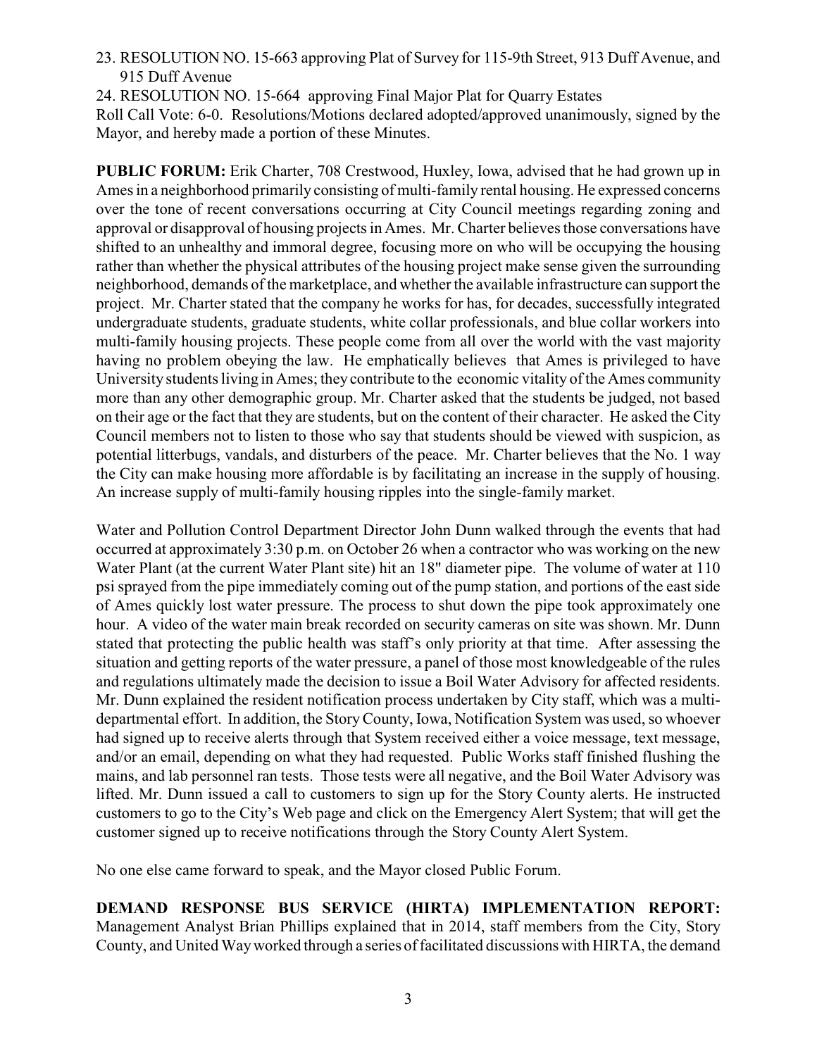23. RESOLUTION NO. 15-663 approving Plat of Survey for 115-9th Street, 913 Duff Avenue, and 915 Duff Avenue
24. RESOLUTION NO. 15-664 approving Final Major Plat for Quarry Estates

Roll Call Vote: 6-0. Resolutions/Motions declared adopted/approved unanimously, signed by the Mayor, and hereby made a portion of these Minutes.

**PUBLIC FORUM:** Erik Charter, 708 Crestwood, Huxley, Iowa, advised that he had grown up in Ames in a neighborhood primarily consisting of multi-family rental housing. He expressed concerns over the tone of recent conversations occurring at City Council meetings regarding zoning and approval or disapproval of housing projects in Ames. Mr. Charter believes those conversations have shifted to an unhealthy and immoral degree, focusing more on who will be occupying the housing rather than whether the physical attributes of the housing project make sense given the surrounding neighborhood, demands of the marketplace, and whether the available infrastructure can support the project. Mr. Charter stated that the company he works for has, for decades, successfully integrated undergraduate students, graduate students, white collar professionals, and blue collar workers into multi-family housing projects. These people come from all over the world with the vast majority having no problem obeying the law. He emphatically believes that Ames is privileged to have University students living in Ames; they contribute to the economic vitality of the Ames community more than any other demographic group. Mr. Charter asked that the students be judged, not based on their age or the fact that they are students, but on the content of their character. He asked the City Council members not to listen to those who say that students should be viewed with suspicion, as potential litterbugs, vandals, and disturbers of the peace. Mr. Charter believes that the No. 1 way the City can make housing more affordable is by facilitating an increase in the supply of housing. An increase supply of multi-family housing ripples into the single-family market.

Water and Pollution Control Department Director John Dunn walked through the events that had occurred at approximately 3:30 p.m. on October 26 when a contractor who was working on the new Water Plant (at the current Water Plant site) hit an 18" diameter pipe. The volume of water at 110 psi sprayed from the pipe immediately coming out of the pump station, and portions of the east side of Ames quickly lost water pressure. The process to shut down the pipe took approximately one hour. A video of the water main break recorded on security cameras on site was shown. Mr. Dunn stated that protecting the public health was staff's only priority at that time. After assessing the situation and getting reports of the water pressure, a panel of those most knowledgeable of the rules and regulations ultimately made the decision to issue a Boil Water Advisory for affected residents. Mr. Dunn explained the resident notification process undertaken by City staff, which was a multi-departmental effort. In addition, the Story County, Iowa, Notification System was used, so whoever had signed up to receive alerts through that System received either a voice message, text message, and/or an email, depending on what they had requested. Public Works staff finished flushing the mains, and lab personnel ran tests. Those tests were all negative, and the Boil Water Advisory was lifted. Mr. Dunn issued a call to customers to sign up for the Story County alerts. He instructed customers to go to the City's Web page and click on the Emergency Alert System; that will get the customer signed up to receive notifications through the Story County Alert System.

No one else came forward to speak, and the Mayor closed Public Forum.

**DEMAND RESPONSE BUS SERVICE (HIRTA) IMPLEMENTATION REPORT:** Management Analyst Brian Phillips explained that in 2014, staff members from the City, Story County, and United Way worked through a series of facilitated discussions with HIRTA, the demand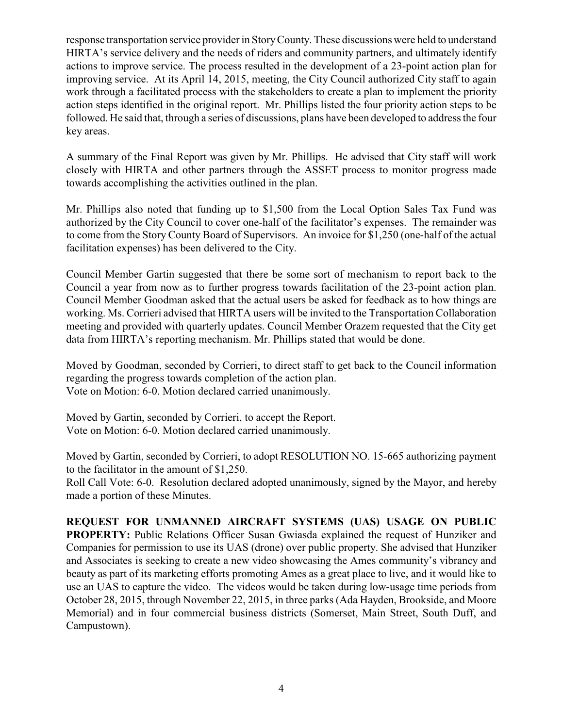response transportation service provider in Story County. These discussions were held to understand HIRTA's service delivery and the needs of riders and community partners, and ultimately identify actions to improve service. The process resulted in the development of a 23-point action plan for improving service. At its April 14, 2015, meeting, the City Council authorized City staff to again work through a facilitated process with the stakeholders to create a plan to implement the priority action steps identified in the original report. Mr. Phillips listed the four priority action steps to be followed. He said that, through a series of discussions, plans have been developed to address the four key areas.

A summary of the Final Report was given by Mr. Phillips. He advised that City staff will work closely with HIRTA and other partners through the ASSET process to monitor progress made towards accomplishing the activities outlined in the plan.

Mr. Phillips also noted that funding up to $1,500 from the Local Option Sales Tax Fund was authorized by the City Council to cover one-half of the facilitator's expenses. The remainder was to come from the Story County Board of Supervisors. An invoice for $1,250 (one-half of the actual facilitation expenses) has been delivered to the City.

Council Member Gartin suggested that there be some sort of mechanism to report back to the Council a year from now as to further progress towards facilitation of the 23-point action plan. Council Member Goodman asked that the actual users be asked for feedback as to how things are working. Ms. Corrieri advised that HIRTA users will be invited to the Transportation Collaboration meeting and provided with quarterly updates. Council Member Orazem requested that the City get data from HIRTA's reporting mechanism. Mr. Phillips stated that would be done.

Moved by Goodman, seconded by Corrieri, to direct staff to get back to the Council information regarding the progress towards completion of the action plan.
Vote on Motion: 6-0. Motion declared carried unanimously.

Moved by Gartin, seconded by Corrieri, to accept the Report.
Vote on Motion: 6-0. Motion declared carried unanimously.

Moved by Gartin, seconded by Corrieri, to adopt RESOLUTION NO. 15-665 authorizing payment to the facilitator in the amount of $1,250.
Roll Call Vote: 6-0. Resolution declared adopted unanimously, signed by the Mayor, and hereby made a portion of these Minutes.

**REQUEST FOR UNMANNED AIRCRAFT SYSTEMS (UAS) USAGE ON PUBLIC PROPERTY:** Public Relations Officer Susan Gwiasda explained the request of Hunziker and Companies for permission to use its UAS (drone) over public property. She advised that Hunziker and Associates is seeking to create a new video showcasing the Ames community's vibrancy and beauty as part of its marketing efforts promoting Ames as a great place to live, and it would like to use an UAS to capture the video. The videos would be taken during low-usage time periods from October 28, 2015, through November 22, 2015, in three parks (Ada Hayden, Brookside, and Moore Memorial) and in four commercial business districts (Somerset, Main Street, South Duff, and Campustown).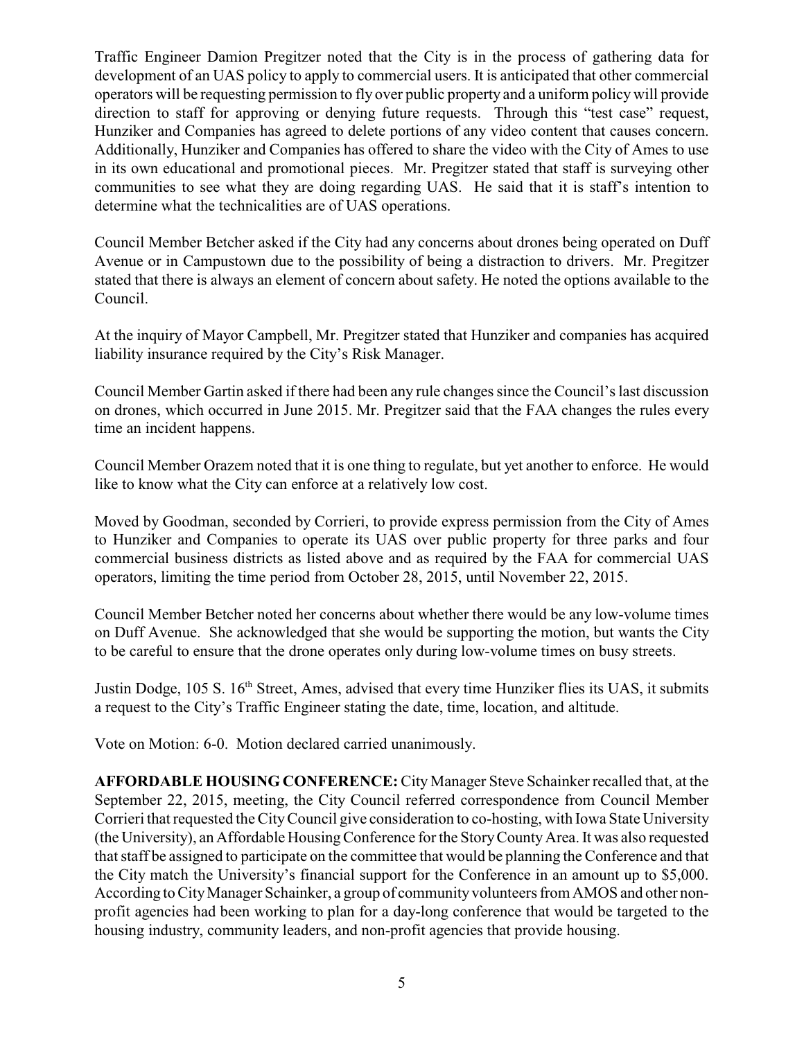Traffic Engineer Damion Pregitzer noted that the City is in the process of gathering data for development of an UAS policy to apply to commercial users. It is anticipated that other commercial operators will be requesting permission to fly over public property and a uniform policy will provide direction to staff for approving or denying future requests. Through this "test case" request, Hunziker and Companies has agreed to delete portions of any video content that causes concern. Additionally, Hunziker and Companies has offered to share the video with the City of Ames to use in its own educational and promotional pieces. Mr. Pregitzer stated that staff is surveying other communities to see what they are doing regarding UAS. He said that it is staff's intention to determine what the technicalities are of UAS operations.

Council Member Betcher asked if the City had any concerns about drones being operated on Duff Avenue or in Campustown due to the possibility of being a distraction to drivers. Mr. Pregitzer stated that there is always an element of concern about safety. He noted the options available to the Council.

At the inquiry of Mayor Campbell, Mr. Pregitzer stated that Hunziker and companies has acquired liability insurance required by the City's Risk Manager.

Council Member Gartin asked if there had been any rule changes since the Council's last discussion on drones, which occurred in June 2015. Mr. Pregitzer said that the FAA changes the rules every time an incident happens.

Council Member Orazem noted that it is one thing to regulate, but yet another to enforce. He would like to know what the City can enforce at a relatively low cost.

Moved by Goodman, seconded by Corrieri, to provide express permission from the City of Ames to Hunziker and Companies to operate its UAS over public property for three parks and four commercial business districts as listed above and as required by the FAA for commercial UAS operators, limiting the time period from October 28, 2015, until November 22, 2015.

Council Member Betcher noted her concerns about whether there would be any low-volume times on Duff Avenue. She acknowledged that she would be supporting the motion, but wants the City to be careful to ensure that the drone operates only during low-volume times on busy streets.

Justin Dodge, 105 S. 16th Street, Ames, advised that every time Hunziker flies its UAS, it submits a request to the City's Traffic Engineer stating the date, time, location, and altitude.

Vote on Motion: 6-0. Motion declared carried unanimously.

**AFFORDABLE HOUSING CONFERENCE:** City Manager Steve Schainker recalled that, at the September 22, 2015, meeting, the City Council referred correspondence from Council Member Corrieri that requested the City Council give consideration to co-hosting, with Iowa State University (the University), an Affordable Housing Conference for the Story County Area. It was also requested that staff be assigned to participate on the committee that would be planning the Conference and that the City match the University's financial support for the Conference in an amount up to $5,000. According to City Manager Schainker, a group of community volunteers from AMOS and other non-profit agencies had been working to plan for a day-long conference that would be targeted to the housing industry, community leaders, and non-profit agencies that provide housing.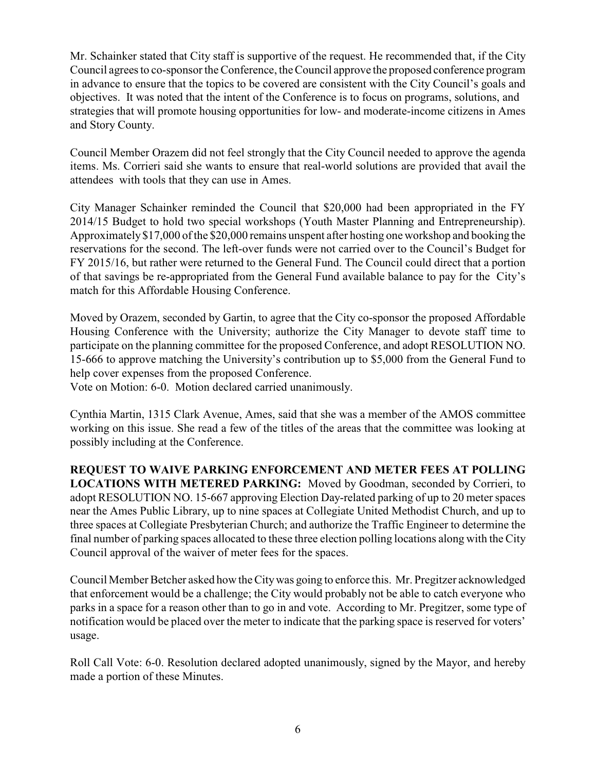Mr. Schainker stated that City staff is supportive of the request. He recommended that, if the City Council agrees to co-sponsor the Conference, the Council approve the proposed conference program in advance to ensure that the topics to be covered are consistent with the City Council's goals and objectives. It was noted that the intent of the Conference is to focus on programs, solutions, and strategies that will promote housing opportunities for low- and moderate-income citizens in Ames and Story County.

Council Member Orazem did not feel strongly that the City Council needed to approve the agenda items. Ms. Corrieri said she wants to ensure that real-world solutions are provided that avail the attendees with tools that they can use in Ames.

City Manager Schainker reminded the Council that $20,000 had been appropriated in the FY 2014/15 Budget to hold two special workshops (Youth Master Planning and Entrepreneurship). Approximately $17,000 of the $20,000 remains unspent after hosting one workshop and booking the reservations for the second. The left-over funds were not carried over to the Council's Budget for FY 2015/16, but rather were returned to the General Fund. The Council could direct that a portion of that savings be re-appropriated from the General Fund available balance to pay for the City's match for this Affordable Housing Conference.

Moved by Orazem, seconded by Gartin, to agree that the City co-sponsor the proposed Affordable Housing Conference with the University; authorize the City Manager to devote staff time to participate on the planning committee for the proposed Conference, and adopt RESOLUTION NO. 15-666 to approve matching the University's contribution up to $5,000 from the General Fund to help cover expenses from the proposed Conference.
Vote on Motion: 6-0. Motion declared carried unanimously.

Cynthia Martin, 1315 Clark Avenue, Ames, said that she was a member of the AMOS committee working on this issue. She read a few of the titles of the areas that the committee was looking at possibly including at the Conference.

**REQUEST TO WAIVE PARKING ENFORCEMENT AND METER FEES AT POLLING LOCATIONS WITH METERED PARKING:** Moved by Goodman, seconded by Corrieri, to adopt RESOLUTION NO. 15-667 approving Election Day-related parking of up to 20 meter spaces near the Ames Public Library, up to nine spaces at Collegiate United Methodist Church, and up to three spaces at Collegiate Presbyterian Church; and authorize the Traffic Engineer to determine the final number of parking spaces allocated to these three election polling locations along with the City Council approval of the waiver of meter fees for the spaces.

Council Member Betcher asked how the City was going to enforce this. Mr. Pregitzer acknowledged that enforcement would be a challenge; the City would probably not be able to catch everyone who parks in a space for a reason other than to go in and vote. According to Mr. Pregitzer, some type of notification would be placed over the meter to indicate that the parking space is reserved for voters' usage.

Roll Call Vote: 6-0. Resolution declared adopted unanimously, signed by the Mayor, and hereby made a portion of these Minutes.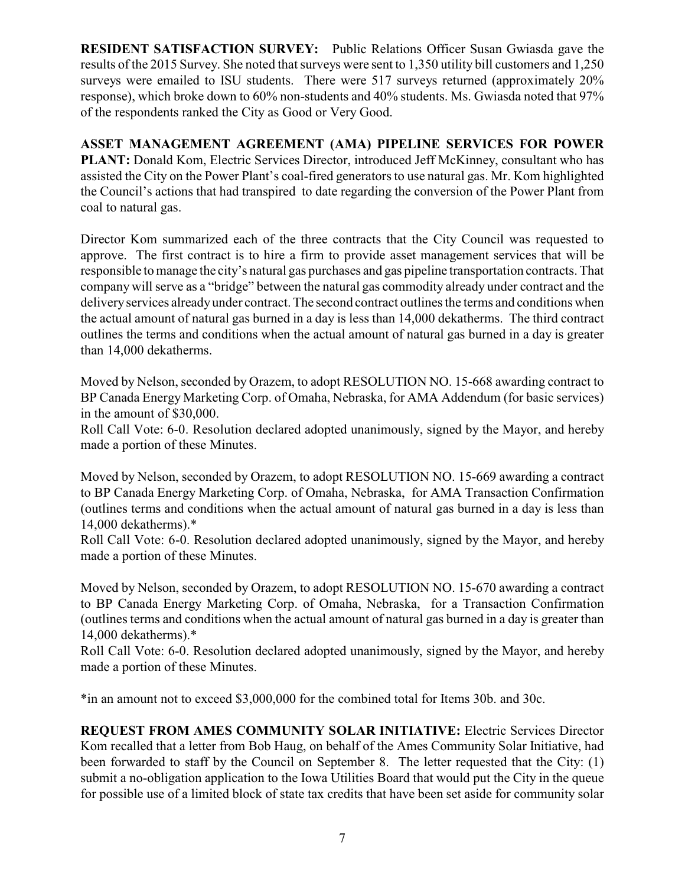**RESIDENT SATISFACTION SURVEY:** Public Relations Officer Susan Gwiasda gave the results of the 2015 Survey. She noted that surveys were sent to 1,350 utility bill customers and 1,250 surveys were emailed to ISU students. There were 517 surveys returned (approximately 20% response), which broke down to 60% non-students and 40% students. Ms. Gwiasda noted that 97% of the respondents ranked the City as Good or Very Good.

**ASSET MANAGEMENT AGREEMENT (AMA) PIPELINE SERVICES FOR POWER PLANT:** Donald Kom, Electric Services Director, introduced Jeff McKinney, consultant who has assisted the City on the Power Plant's coal-fired generators to use natural gas. Mr. Kom highlighted the Council's actions that had transpired to date regarding the conversion of the Power Plant from coal to natural gas.

Director Kom summarized each of the three contracts that the City Council was requested to approve. The first contract is to hire a firm to provide asset management services that will be responsible to manage the city's natural gas purchases and gas pipeline transportation contracts. That company will serve as a "bridge" between the natural gas commodity already under contract and the delivery services already under contract. The second contract outlines the terms and conditions when the actual amount of natural gas burned in a day is less than 14,000 dekatherms. The third contract outlines the terms and conditions when the actual amount of natural gas burned in a day is greater than 14,000 dekatherms.

Moved by Nelson, seconded by Orazem, to adopt RESOLUTION NO. 15-668 awarding contract to BP Canada Energy Marketing Corp. of Omaha, Nebraska, for AMA Addendum (for basic services) in the amount of $30,000.
Roll Call Vote: 6-0. Resolution declared adopted unanimously, signed by the Mayor, and hereby made a portion of these Minutes.

Moved by Nelson, seconded by Orazem, to adopt RESOLUTION NO. 15-669 awarding a contract to BP Canada Energy Marketing Corp. of Omaha, Nebraska, for AMA Transaction Confirmation (outlines terms and conditions when the actual amount of natural gas burned in a day is less than 14,000 dekatherms).*
Roll Call Vote: 6-0. Resolution declared adopted unanimously, signed by the Mayor, and hereby made a portion of these Minutes.

Moved by Nelson, seconded by Orazem, to adopt RESOLUTION NO. 15-670 awarding a contract to BP Canada Energy Marketing Corp. of Omaha, Nebraska, for a Transaction Confirmation (outlines terms and conditions when the actual amount of natural gas burned in a day is greater than 14,000 dekatherms).*
Roll Call Vote: 6-0. Resolution declared adopted unanimously, signed by the Mayor, and hereby made a portion of these Minutes.

*in an amount not to exceed $3,000,000 for the combined total for Items 30b. and 30c.

**REQUEST FROM AMES COMMUNITY SOLAR INITIATIVE:** Electric Services Director Kom recalled that a letter from Bob Haug, on behalf of the Ames Community Solar Initiative, had been forwarded to staff by the Council on September 8. The letter requested that the City: (1) submit a no-obligation application to the Iowa Utilities Board that would put the City in the queue for possible use of a limited block of state tax credits that have been set aside for community solar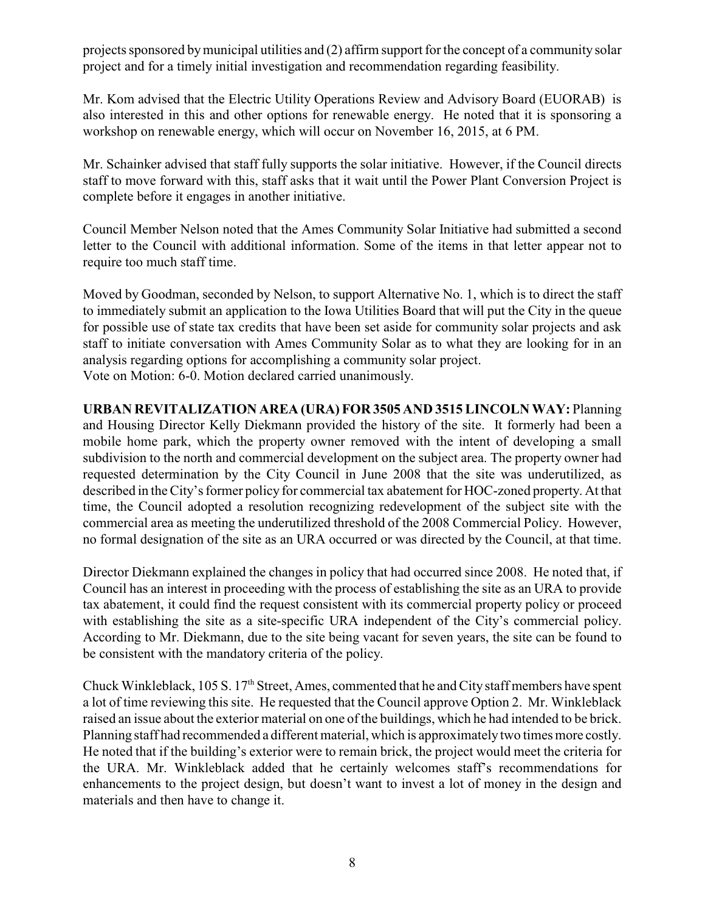projects sponsored by municipal utilities and (2) affirm support for the concept of a community solar project and for a timely initial investigation and recommendation regarding feasibility.

Mr. Kom advised that the Electric Utility Operations Review and Advisory Board (EUORAB) is also interested in this and other options for renewable energy. He noted that it is sponsoring a workshop on renewable energy, which will occur on November 16, 2015, at 6 PM.

Mr. Schainker advised that staff fully supports the solar initiative. However, if the Council directs staff to move forward with this, staff asks that it wait until the Power Plant Conversion Project is complete before it engages in another initiative.

Council Member Nelson noted that the Ames Community Solar Initiative had submitted a second letter to the Council with additional information. Some of the items in that letter appear not to require too much staff time.

Moved by Goodman, seconded by Nelson, to support Alternative No. 1, which is to direct the staff to immediately submit an application to the Iowa Utilities Board that will put the City in the queue for possible use of state tax credits that have been set aside for community solar projects and ask staff to initiate conversation with Ames Community Solar as to what they are looking for in an analysis regarding options for accomplishing a community solar project.
Vote on Motion: 6-0. Motion declared carried unanimously.

**URBAN REVITALIZATION AREA (URA) FOR 3505 AND 3515 LINCOLN WAY:** Planning and Housing Director Kelly Diekmann provided the history of the site. It formerly had been a mobile home park, which the property owner removed with the intent of developing a small subdivision to the north and commercial development on the subject area. The property owner had requested determination by the City Council in June 2008 that the site was underutilized, as described in the City's former policy for commercial tax abatement for HOC-zoned property. At that time, the Council adopted a resolution recognizing redevelopment of the subject site with the commercial area as meeting the underutilized threshold of the 2008 Commercial Policy. However, no formal designation of the site as an URA occurred or was directed by the Council, at that time.

Director Diekmann explained the changes in policy that had occurred since 2008. He noted that, if Council has an interest in proceeding with the process of establishing the site as an URA to provide tax abatement, it could find the request consistent with its commercial property policy or proceed with establishing the site as a site-specific URA independent of the City's commercial policy. According to Mr. Diekmann, due to the site being vacant for seven years, the site can be found to be consistent with the mandatory criteria of the policy.

Chuck Winkleblack, 105 S. 17th Street, Ames, commented that he and City staff members have spent a lot of time reviewing this site. He requested that the Council approve Option 2. Mr. Winkleblack raised an issue about the exterior material on one of the buildings, which he had intended to be brick. Planning staff had recommended a different material, which is approximately two times more costly. He noted that if the building's exterior were to remain brick, the project would meet the criteria for the URA. Mr. Winkleblack added that he certainly welcomes staff's recommendations for enhancements to the project design, but doesn't want to invest a lot of money in the design and materials and then have to change it.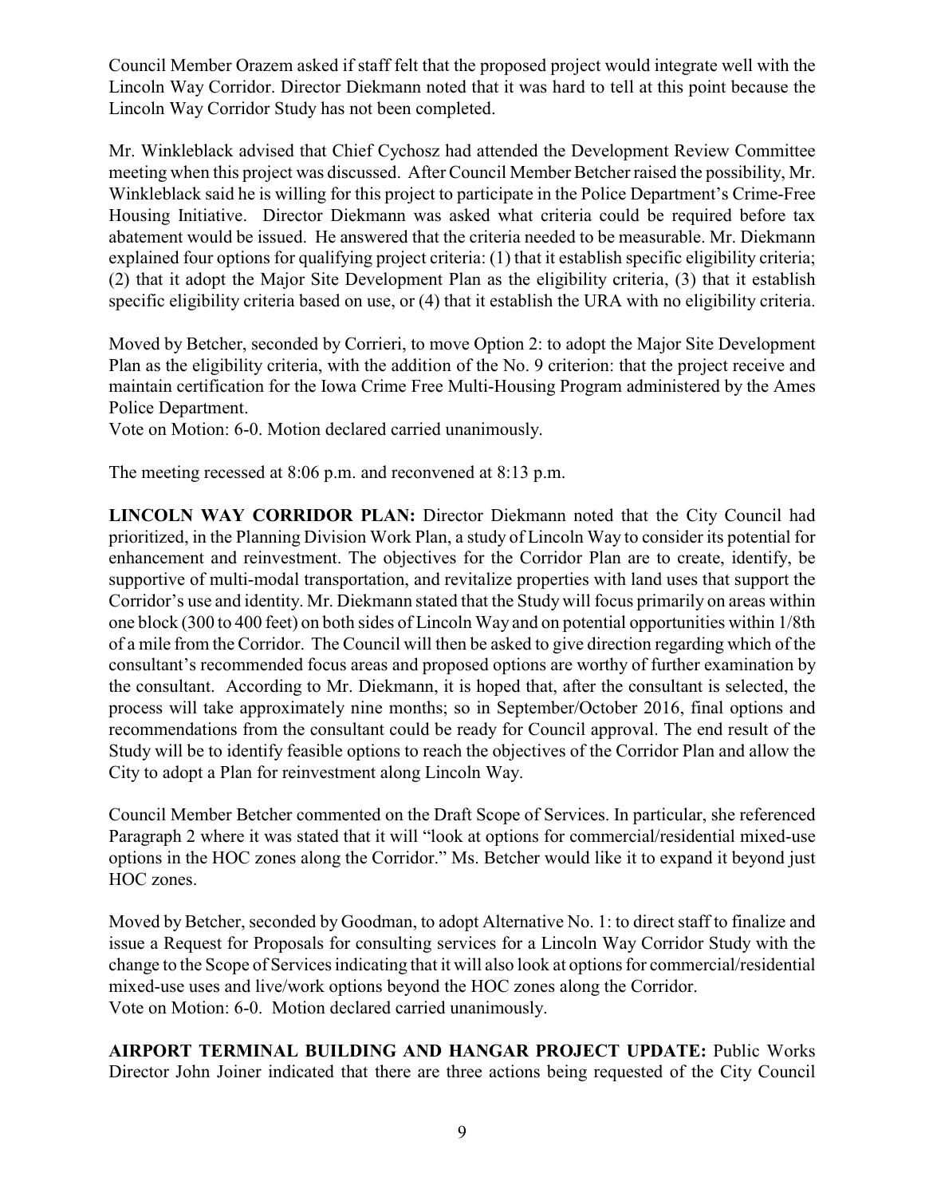Council Member Orazem asked if staff felt that the proposed project would integrate well with the Lincoln Way Corridor. Director Diekmann noted that it was hard to tell at this point because the Lincoln Way Corridor Study has not been completed.

Mr. Winkleblack advised that Chief Cychosz had attended the Development Review Committee meeting when this project was discussed. After Council Member Betcher raised the possibility, Mr. Winkleblack said he is willing for this project to participate in the Police Department's Crime-Free Housing Initiative. Director Diekmann was asked what criteria could be required before tax abatement would be issued. He answered that the criteria needed to be measurable. Mr. Diekmann explained four options for qualifying project criteria: (1) that it establish specific eligibility criteria; (2) that it adopt the Major Site Development Plan as the eligibility criteria, (3) that it establish specific eligibility criteria based on use, or (4) that it establish the URA with no eligibility criteria.

Moved by Betcher, seconded by Corrieri, to move Option 2: to adopt the Major Site Development Plan as the eligibility criteria, with the addition of the No. 9 criterion: that the project receive and maintain certification for the Iowa Crime Free Multi-Housing Program administered by the Ames Police Department.
Vote on Motion: 6-0. Motion declared carried unanimously.

The meeting recessed at 8:06 p.m. and reconvened at 8:13 p.m.

**LINCOLN WAY CORRIDOR PLAN:** Director Diekmann noted that the City Council had prioritized, in the Planning Division Work Plan, a study of Lincoln Way to consider its potential for enhancement and reinvestment. The objectives for the Corridor Plan are to create, identify, be supportive of multi-modal transportation, and revitalize properties with land uses that support the Corridor's use and identity. Mr. Diekmann stated that the Study will focus primarily on areas within one block (300 to 400 feet) on both sides of Lincoln Way and on potential opportunities within 1/8th of a mile from the Corridor. The Council will then be asked to give direction regarding which of the consultant's recommended focus areas and proposed options are worthy of further examination by the consultant. According to Mr. Diekmann, it is hoped that, after the consultant is selected, the process will take approximately nine months; so in September/October 2016, final options and recommendations from the consultant could be ready for Council approval. The end result of the Study will be to identify feasible options to reach the objectives of the Corridor Plan and allow the City to adopt a Plan for reinvestment along Lincoln Way.

Council Member Betcher commented on the Draft Scope of Services. In particular, she referenced Paragraph 2 where it was stated that it will "look at options for commercial/residential mixed-use options in the HOC zones along the Corridor." Ms. Betcher would like it to expand it beyond just HOC zones.

Moved by Betcher, seconded by Goodman, to adopt Alternative No. 1: to direct staff to finalize and issue a Request for Proposals for consulting services for a Lincoln Way Corridor Study with the change to the Scope of Services indicating that it will also look at options for commercial/residential mixed-use uses and live/work options beyond the HOC zones along the Corridor.
Vote on Motion: 6-0. Motion declared carried unanimously.

**AIRPORT TERMINAL BUILDING AND HANGAR PROJECT UPDATE:** Public Works Director John Joiner indicated that there are three actions being requested of the City Council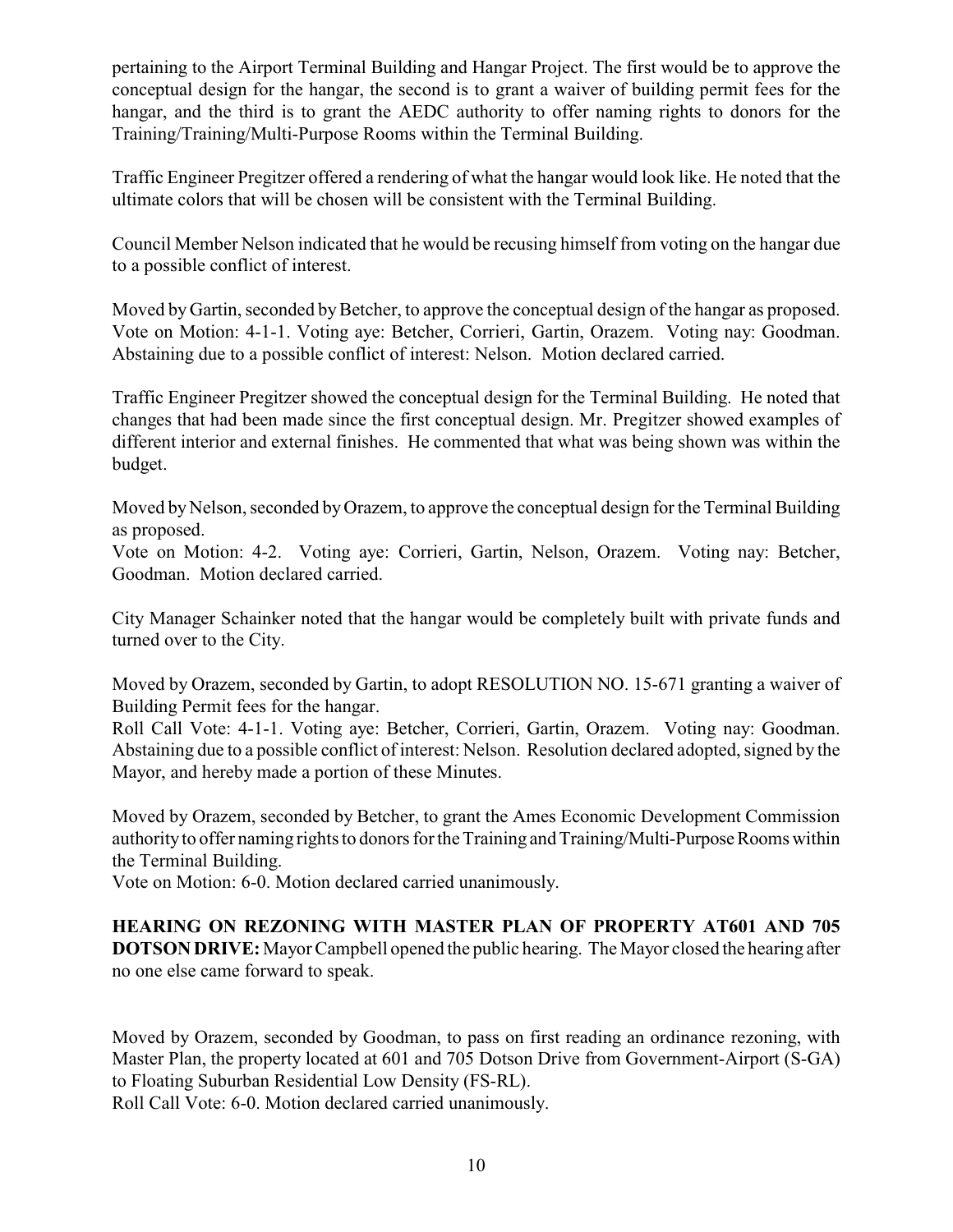pertaining to the Airport Terminal Building and Hangar Project. The first would be to approve the conceptual design for the hangar, the second is to grant a waiver of building permit fees for the hangar, and the third is to grant the AEDC authority to offer naming rights to donors for the Training/Training/Multi-Purpose Rooms within the Terminal Building.

Traffic Engineer Pregitzer offered a rendering of what the hangar would look like. He noted that the ultimate colors that will be chosen will be consistent with the Terminal Building.

Council Member Nelson indicated that he would be recusing himself from voting on the hangar due to a possible conflict of interest.

Moved by Gartin, seconded by Betcher, to approve the conceptual design of the hangar as proposed. Vote on Motion: 4-1-1. Voting aye: Betcher, Corrieri, Gartin, Orazem. Voting nay: Goodman. Abstaining due to a possible conflict of interest: Nelson. Motion declared carried.

Traffic Engineer Pregitzer showed the conceptual design for the Terminal Building. He noted that changes that had been made since the first conceptual design. Mr. Pregitzer showed examples of different interior and external finishes. He commented that what was being shown was within the budget.

Moved by Nelson, seconded by Orazem, to approve the conceptual design for the Terminal Building as proposed.
Vote on Motion: 4-2. Voting aye: Corrieri, Gartin, Nelson, Orazem. Voting nay: Betcher, Goodman. Motion declared carried.

City Manager Schainker noted that the hangar would be completely built with private funds and turned over to the City.

Moved by Orazem, seconded by Gartin, to adopt RESOLUTION NO. 15-671 granting a waiver of Building Permit fees for the hangar.
Roll Call Vote: 4-1-1. Voting aye: Betcher, Corrieri, Gartin, Orazem. Voting nay: Goodman. Abstaining due to a possible conflict of interest: Nelson. Resolution declared adopted, signed by the Mayor, and hereby made a portion of these Minutes.

Moved by Orazem, seconded by Betcher, to grant the Ames Economic Development Commission authority to offer naming rights to donors for the Training and Training/Multi-Purpose Rooms within the Terminal Building.
Vote on Motion: 6-0. Motion declared carried unanimously.

**HEARING ON REZONING WITH MASTER PLAN OF PROPERTY AT601 AND 705 DOTSON DRIVE:** Mayor Campbell opened the public hearing. The Mayor closed the hearing after no one else came forward to speak.

Moved by Orazem, seconded by Goodman, to pass on first reading an ordinance rezoning, with Master Plan, the property located at 601 and 705 Dotson Drive from Government-Airport (S-GA) to Floating Suburban Residential Low Density (FS-RL).
Roll Call Vote: 6-0. Motion declared carried unanimously.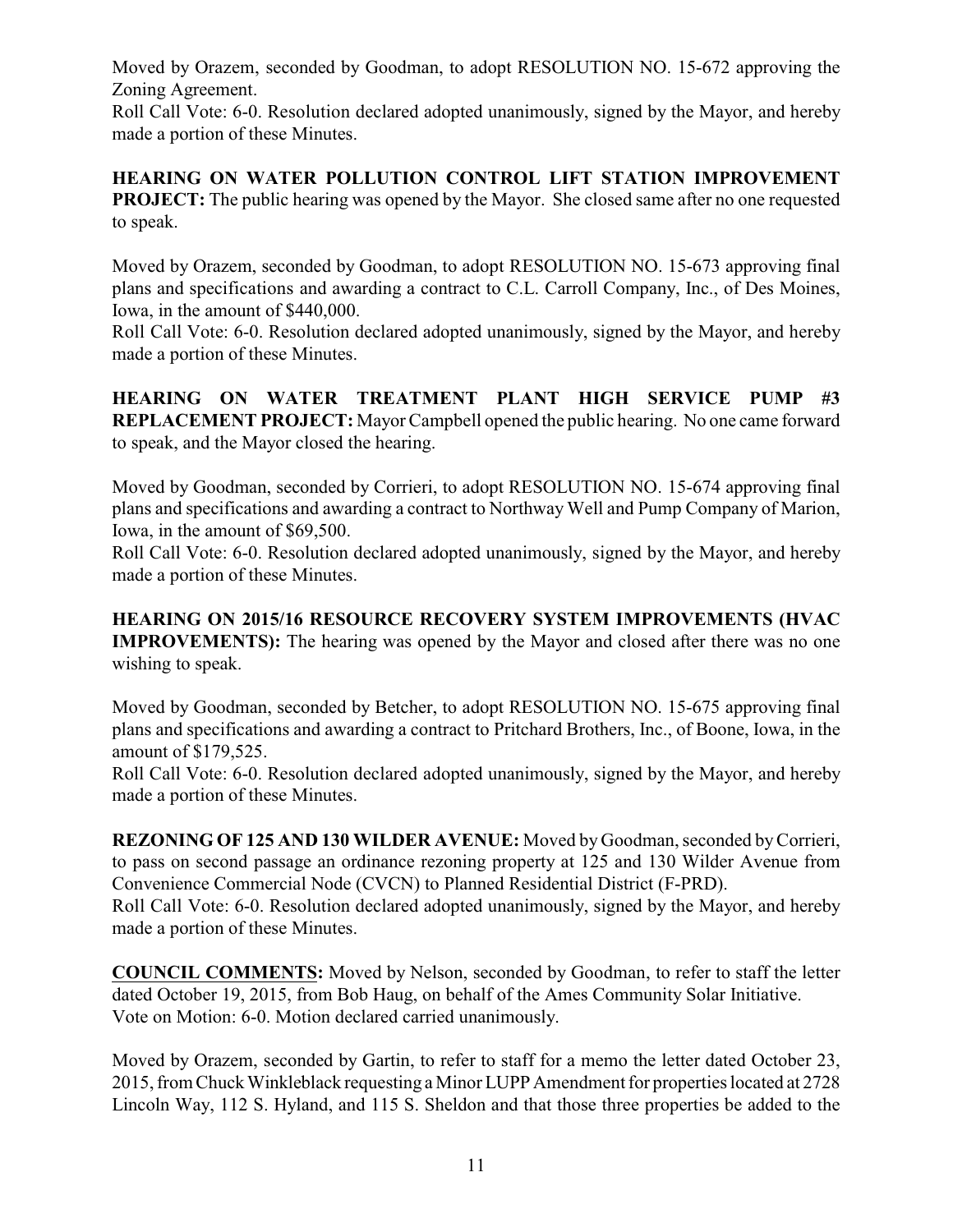Moved by Orazem, seconded by Goodman, to adopt RESOLUTION NO. 15-672 approving the Zoning Agreement.
Roll Call Vote: 6-0. Resolution declared adopted unanimously, signed by the Mayor, and hereby made a portion of these Minutes.

**HEARING ON WATER POLLUTION CONTROL LIFT STATION IMPROVEMENT PROJECT:** The public hearing was opened by the Mayor. She closed same after no one requested to speak.

Moved by Orazem, seconded by Goodman, to adopt RESOLUTION NO. 15-673 approving final plans and specifications and awarding a contract to C.L. Carroll Company, Inc., of Des Moines, Iowa, in the amount of $440,000.
Roll Call Vote: 6-0. Resolution declared adopted unanimously, signed by the Mayor, and hereby made a portion of these Minutes.

**HEARING ON WATER TREATMENT PLANT HIGH SERVICE PUMP #3 REPLACEMENT PROJECT:** Mayor Campbell opened the public hearing. No one came forward to speak, and the Mayor closed the hearing.

Moved by Goodman, seconded by Corrieri, to adopt RESOLUTION NO. 15-674 approving final plans and specifications and awarding a contract to Northway Well and Pump Company of Marion, Iowa, in the amount of $69,500.
Roll Call Vote: 6-0. Resolution declared adopted unanimously, signed by the Mayor, and hereby made a portion of these Minutes.

**HEARING ON 2015/16 RESOURCE RECOVERY SYSTEM IMPROVEMENTS (HVAC IMPROVEMENTS):** The hearing was opened by the Mayor and closed after there was no one wishing to speak.

Moved by Goodman, seconded by Betcher, to adopt RESOLUTION NO. 15-675 approving final plans and specifications and awarding a contract to Pritchard Brothers, Inc., of Boone, Iowa, in the amount of $179,525.
Roll Call Vote: 6-0. Resolution declared adopted unanimously, signed by the Mayor, and hereby made a portion of these Minutes.

**REZONING OF 125 AND 130 WILDER AVENUE:** Moved by Goodman, seconded by Corrieri, to pass on second passage an ordinance rezoning property at 125 and 130 Wilder Avenue from Convenience Commercial Node (CVCN) to Planned Residential District (F-PRD).
Roll Call Vote: 6-0. Resolution declared adopted unanimously, signed by the Mayor, and hereby made a portion of these Minutes.

**COUNCIL COMMENTS:** Moved by Nelson, seconded by Goodman, to refer to staff the letter dated October 19, 2015, from Bob Haug, on behalf of the Ames Community Solar Initiative.
Vote on Motion: 6-0. Motion declared carried unanimously.

Moved by Orazem, seconded by Gartin, to refer to staff for a memo the letter dated October 23, 2015, from Chuck Winkleblack requesting a Minor LUPP Amendment for properties located at 2728 Lincoln Way, 112 S. Hyland, and 115 S. Sheldon and that those three properties be added to the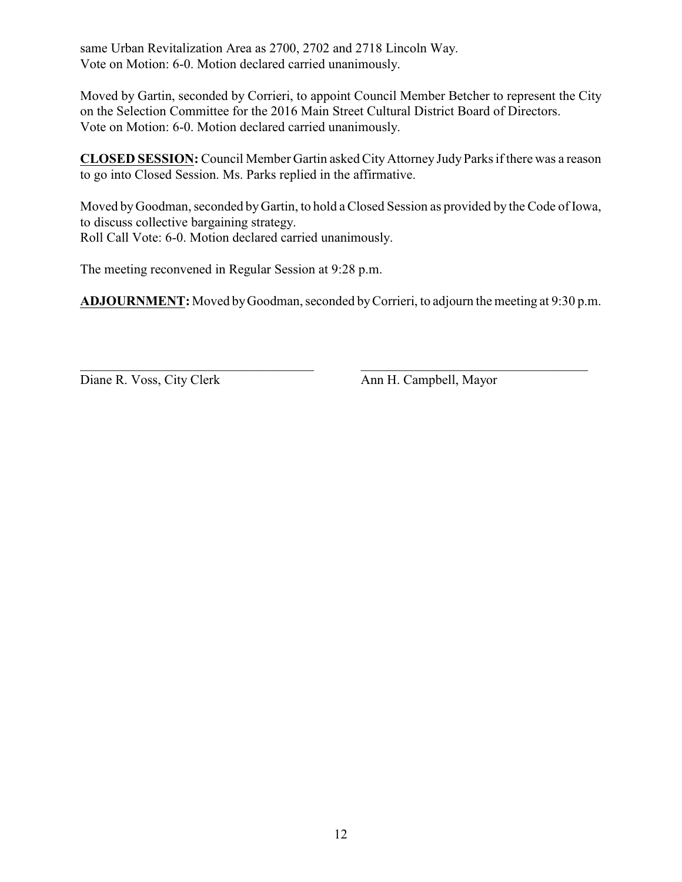same Urban Revitalization Area as 2700, 2702 and 2718 Lincoln Way.
Vote on Motion: 6-0. Motion declared carried unanimously.

Moved by Gartin, seconded by Corrieri, to appoint Council Member Betcher to represent the City on the Selection Committee for the 2016 Main Street Cultural District Board of Directors.
Vote on Motion: 6-0. Motion declared carried unanimously.

**CLOSED SESSION:** Council Member Gartin asked City Attorney Judy Parks if there was a reason to go into Closed Session. Ms. Parks replied in the affirmative.

Moved by Goodman, seconded by Gartin, to hold a Closed Session as provided by the Code of Iowa, to discuss collective bargaining strategy.
Roll Call Vote: 6-0. Motion declared carried unanimously.

The meeting reconvened in Regular Session at 9:28 p.m.

**ADJOURNMENT:** Moved by Goodman, seconded by Corrieri, to adjourn the meeting at 9:30 p.m.

\_\_\_\_\_\_\_\_\_\_\_\_\_\_\_\_\_\_\_\_\_\_\_\_\_\_\_\_\_\_\_\_\_\_\_
Diane R. Voss, City Clerk

\_\_\_\_\_\_\_\_\_\_\_\_\_\_\_\_\_\_\_\_\_\_\_\_\_\_\_\_\_\_\_\_\_\_\_
Ann H. Campbell, Mayor